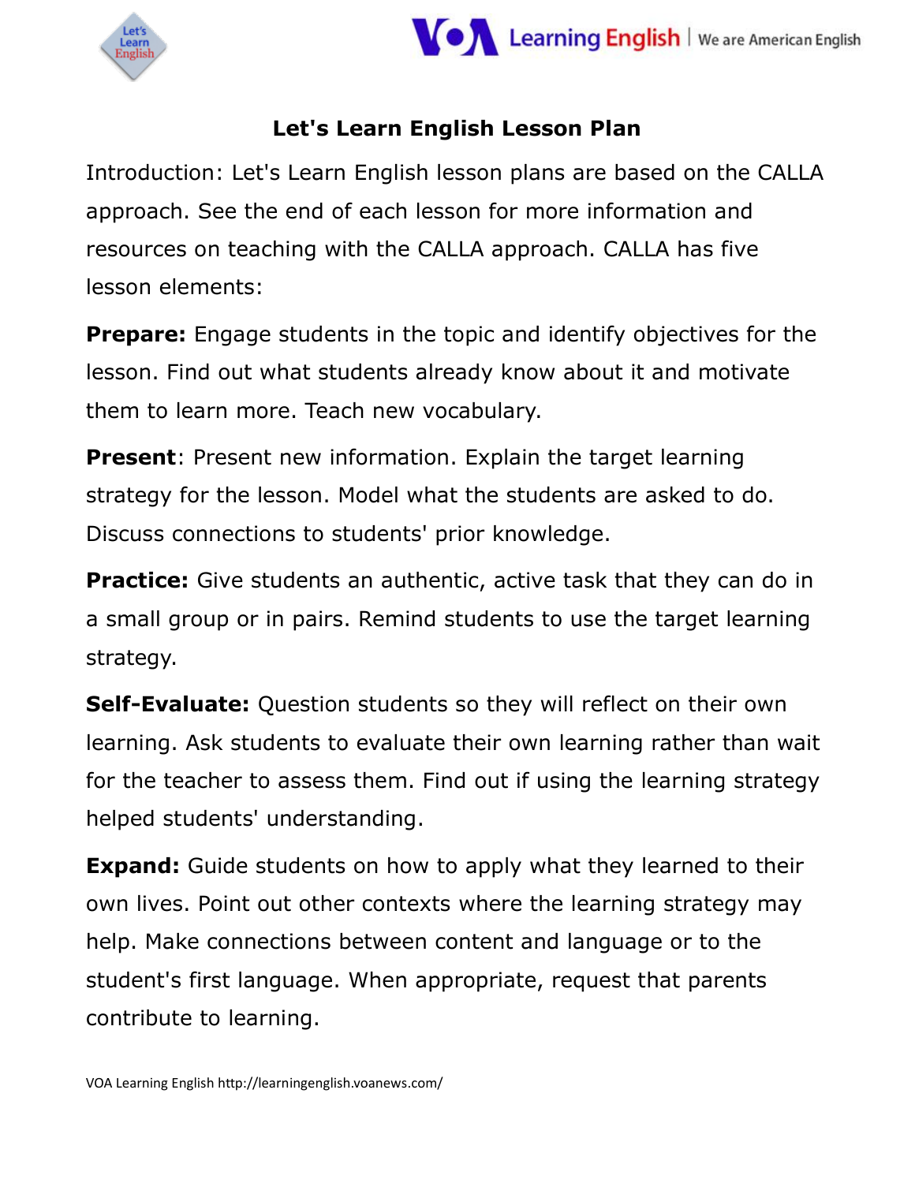# Let's Learn English Lesson Plan

Introduction: Let's Learn English lesson plans are based on the CALLA approach. See the end of each lesson for more information and resources on teaching with the CALLA approach. CALLA has five lesson elements:

**Prepare:** Engage students in the topic and identify objectives for the lesson. Find out what students already know about it and motivate them to learn more. Teach new vocabulary.

**Present**: Present new information. Explain the target learning strategy for the lesson. Model what the students are asked to do. Discuss connections to students' prior knowledge.

**Practice:** Give students an authentic, active task that they can do in a small group or in pairs. Remind students to use the target learning strategy.

**Self-Evaluate:** Question students so they will reflect on their own learning. Ask students to evaluate their own learning rather than wait for the teacher to assess them. Find out if using the learning strategy helped students' understanding.

**Expand:** Guide students on how to apply what they learned to their own lives. Point out other contexts where the learning strategy may help. Make connections between content and language or to the student's first language. When appropriate, request that parents contribute to learning.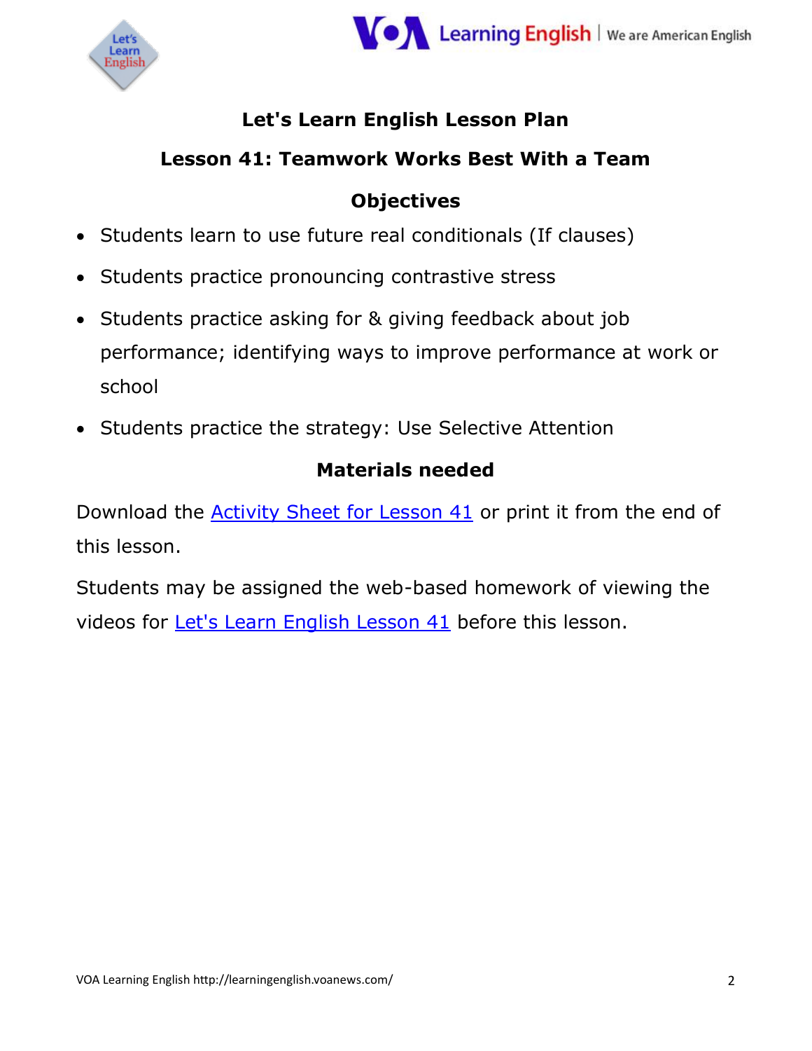# Let's Learn English Lesson Plan

## Lesson 41: Teamwork Works Best With a Team

### Objectives

- Students learn to use future real conditionals (If clauses)
- Students practice pronouncing contrastive stress
- Students practice asking for & giving feedback about job performance; identifying ways to improve performance at work or school
- Students practice the strategy: Use Selective Attention

### Materials needed

Download the Activity Sheet for Lesson 41 or print it from the end of this lesson.

Students may be assigned the web-based homework of viewing the videos for Let's Learn English Lesson 41 before this lesson.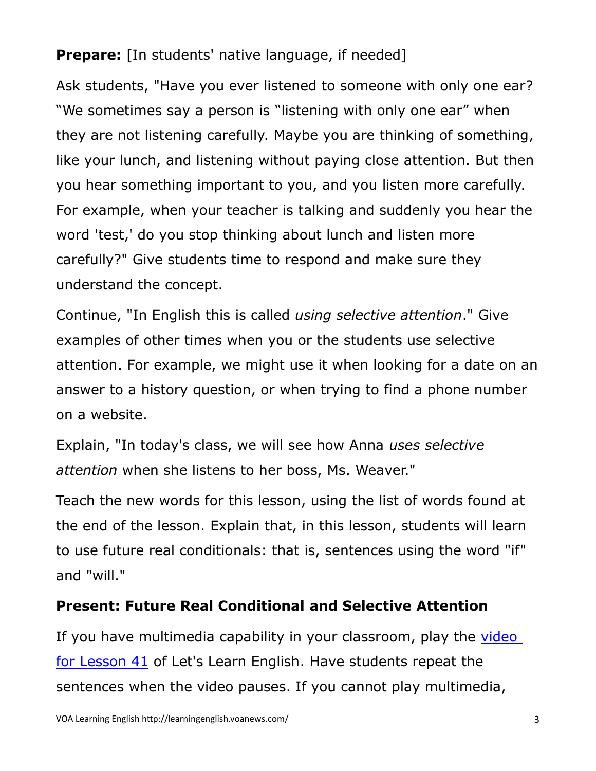**Prepare:** [In students' native language, if needed]

Ask students, "Have you ever listened to someone with only one ear? "We sometimes say a person is "listening with only one ear" when they are not listening carefully. Maybe you are thinking of something, like your lunch, and listening without paying close attention. But then you hear something important to you, and you listen more carefully. For example, when your teacher is talking and suddenly you hear the word 'test,' do you stop thinking about lunch and listen more carefully?" Give students time to respond and make sure they understand the concept.

Continue, "In English this is called *using selective attention*." Give examples of other times when you or the students use selective attention. For example, we might use it when looking for a date on an answer to a history question, or when trying to find a phone number on a website.

Explain, "In today's class, we will see how Anna *uses selective attention* when she listens to her boss, Ms. Weaver."

Teach the new words for this lesson, using the list of words found at the end of the lesson. Explain that, in this lesson, students will learn to use future real conditionals: that is, sentences using the word "if" and "will."

**Present: Future Real Conditional and Selective Attention**

If you have multimedia capability in your classroom, play the [video for Lesson 41] of Let's Learn English. Have students repeat the sentences when the video pauses. If you cannot play multimedia,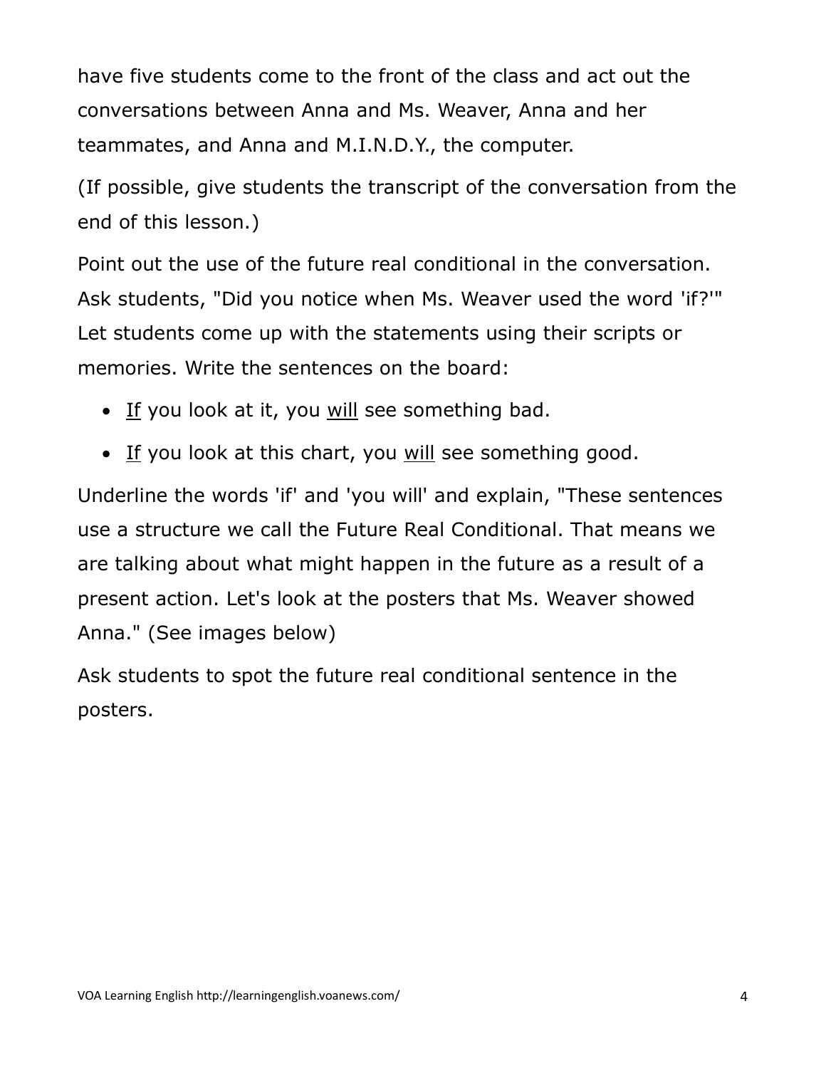have five students come to the front of the class and act out the conversations between Anna and Ms. Weaver, Anna and her teammates, and Anna and M.I.N.D.Y., the computer.

(If possible, give students the transcript of the conversation from the end of this lesson.)

Point out the use of the future real conditional in the conversation. Ask students, "Did you notice when Ms. Weaver used the word 'if?'" Let students come up with the statements using their scripts or memories. Write the sentences on the board:

- <u>If</u> you look at it, you <u>will</u> see something bad.
- <u>If</u> you look at this chart, you <u>will</u> see something good.

Underline the words 'if' and 'you will' and explain, "These sentences use a structure we call the Future Real Conditional. That means we are talking about what might happen in the future as a result of a present action. Let's look at the posters that Ms. Weaver showed Anna." (See images below)

Ask students to spot the future real conditional sentence in the posters.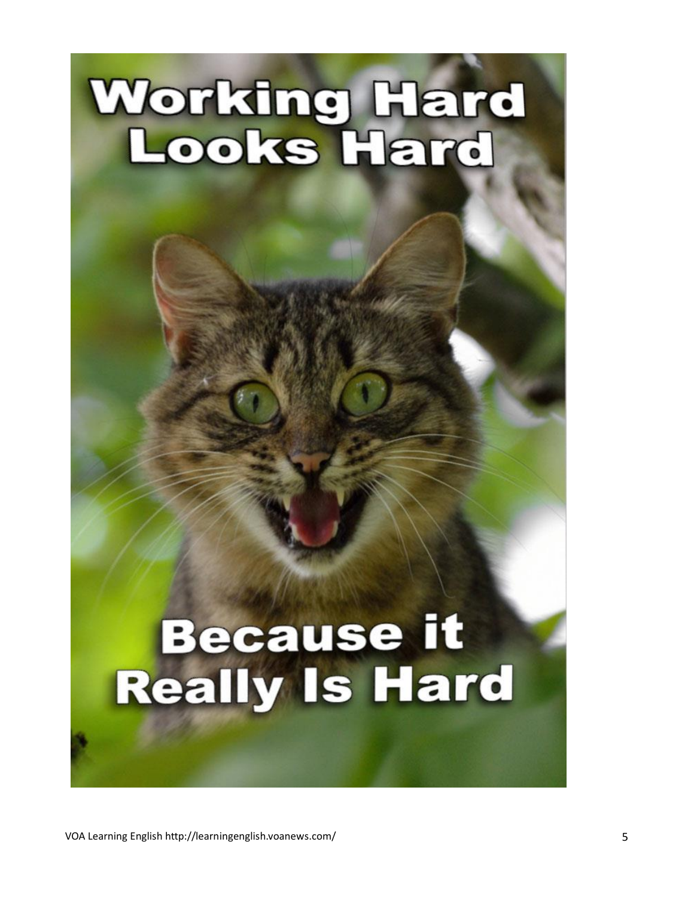Working Hard Looks Hard

Because it Really Is Hard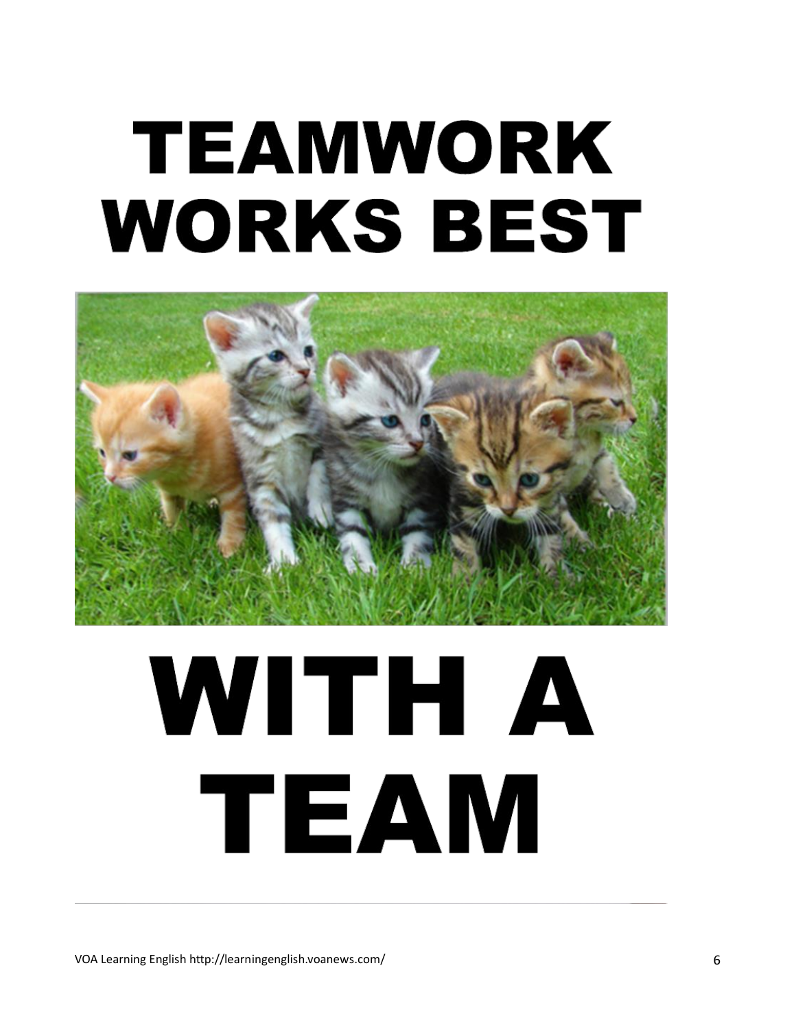# TEAMWORK WORKS BEST

# WITH A TEAM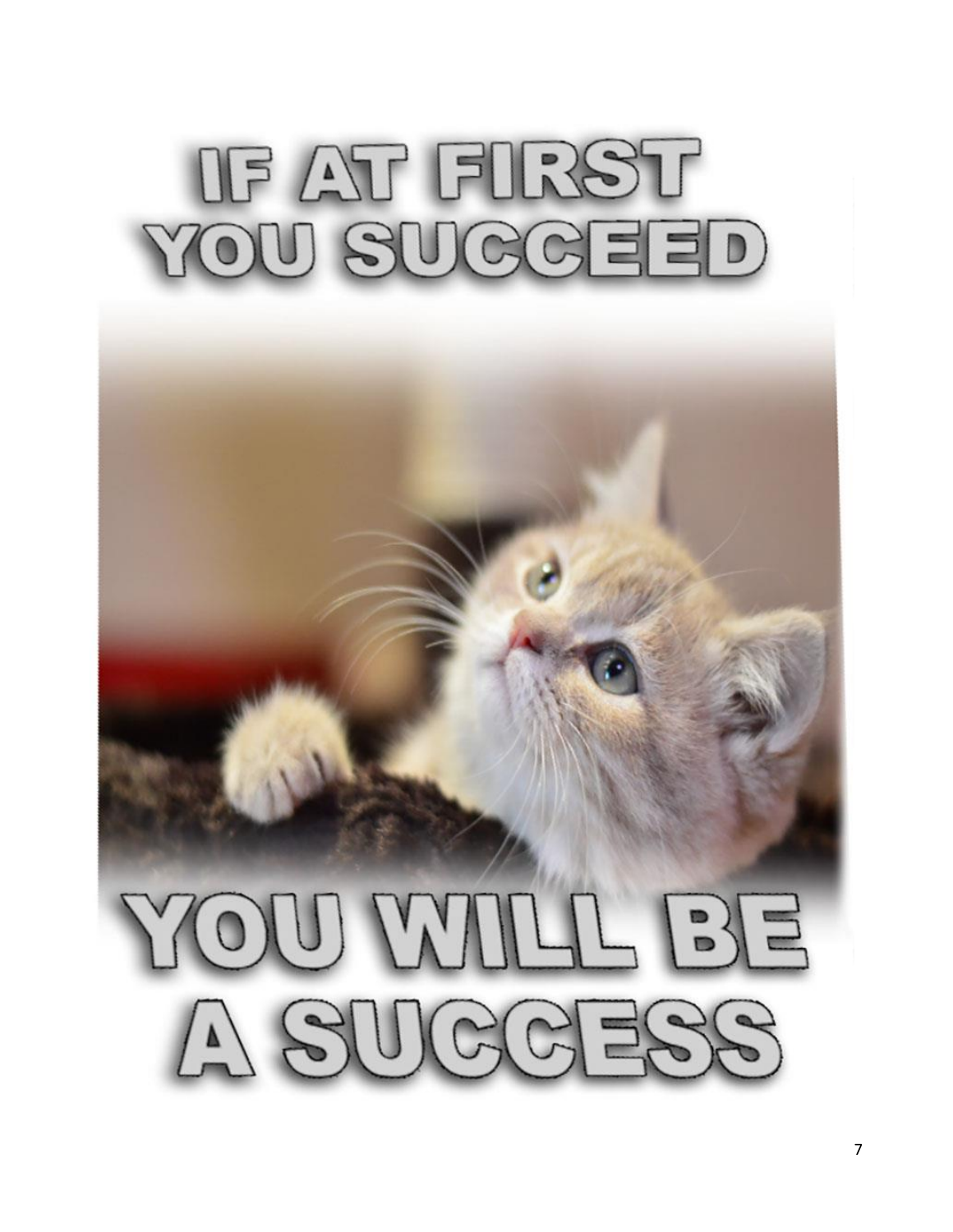IF AT FIRST YOU SUCCEED

YOU WILL BE A SUCCESS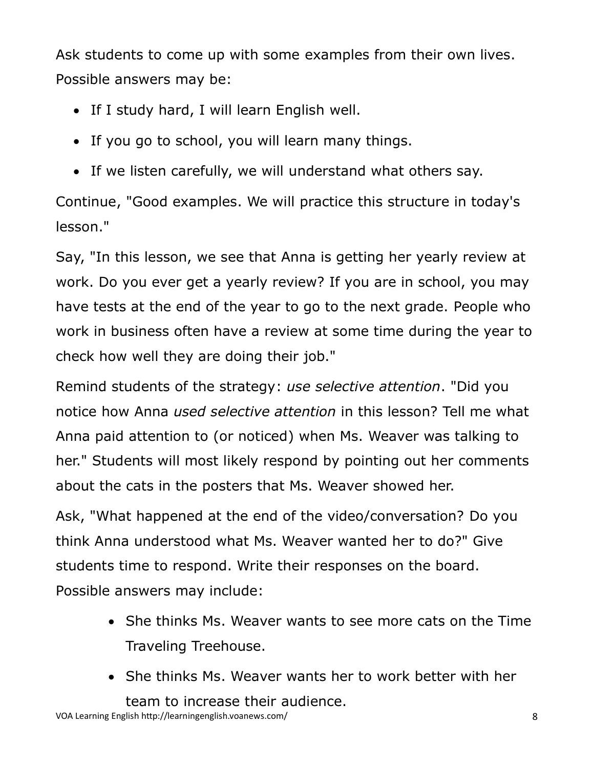Ask students to come up with some examples from their own lives. Possible answers may be:

- If I study hard, I will learn English well.
- If you go to school, you will learn many things.
- If we listen carefully, we will understand what others say.

Continue, "Good examples. We will practice this structure in today's lesson."

Say, "In this lesson, we see that Anna is getting her yearly review at work. Do you ever get a yearly review? If you are in school, you may have tests at the end of the year to go to the next grade. People who work in business often have a review at some time during the year to check how well they are doing their job."

Remind students of the strategy: *use selective attention*. "Did you notice how Anna *used selective attention* in this lesson? Tell me what Anna paid attention to (or noticed) when Ms. Weaver was talking to her." Students will most likely respond by pointing out her comments about the cats in the posters that Ms. Weaver showed her.

Ask, "What happened at the end of the video/conversation? Do you think Anna understood what Ms. Weaver wanted her to do?" Give students time to respond. Write their responses on the board. Possible answers may include:

- She thinks Ms. Weaver wants to see more cats on the Time Traveling Treehouse.
- She thinks Ms. Weaver wants her to work better with her team to increase their audience.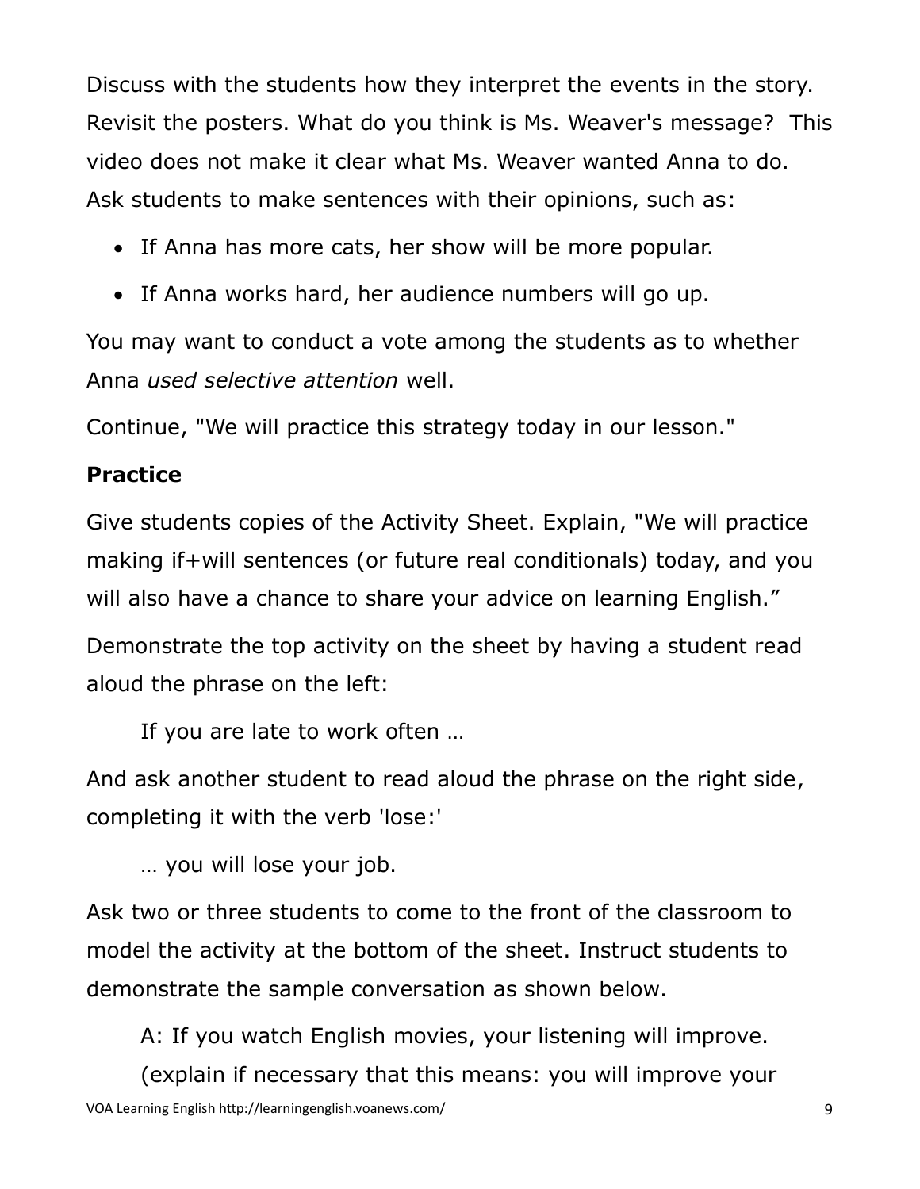Discuss with the students how they interpret the events in the story. Revisit the posters. What do you think is Ms. Weaver's message? This video does not make it clear what Ms. Weaver wanted Anna to do. Ask students to make sentences with their opinions, such as:

- If Anna has more cats, her show will be more popular.
- If Anna works hard, her audience numbers will go up.

You may want to conduct a vote among the students as to whether Anna *used selective attention* well.

Continue, "We will practice this strategy today in our lesson."

**Practice**

Give students copies of the Activity Sheet. Explain, "We will practice making if+will sentences (or future real conditionals) today, and you will also have a chance to share your advice on learning English."

Demonstrate the top activity on the sheet by having a student read aloud the phrase on the left:

> If you are late to work often …

And ask another student to read aloud the phrase on the right side, completing it with the verb 'lose:'

> … you will lose your job.

Ask two or three students to come to the front of the classroom to model the activity at the bottom of the sheet. Instruct students to demonstrate the sample conversation as shown below.

> A: If you watch English movies, your listening will improve.
> (explain if necessary that this means: you will improve your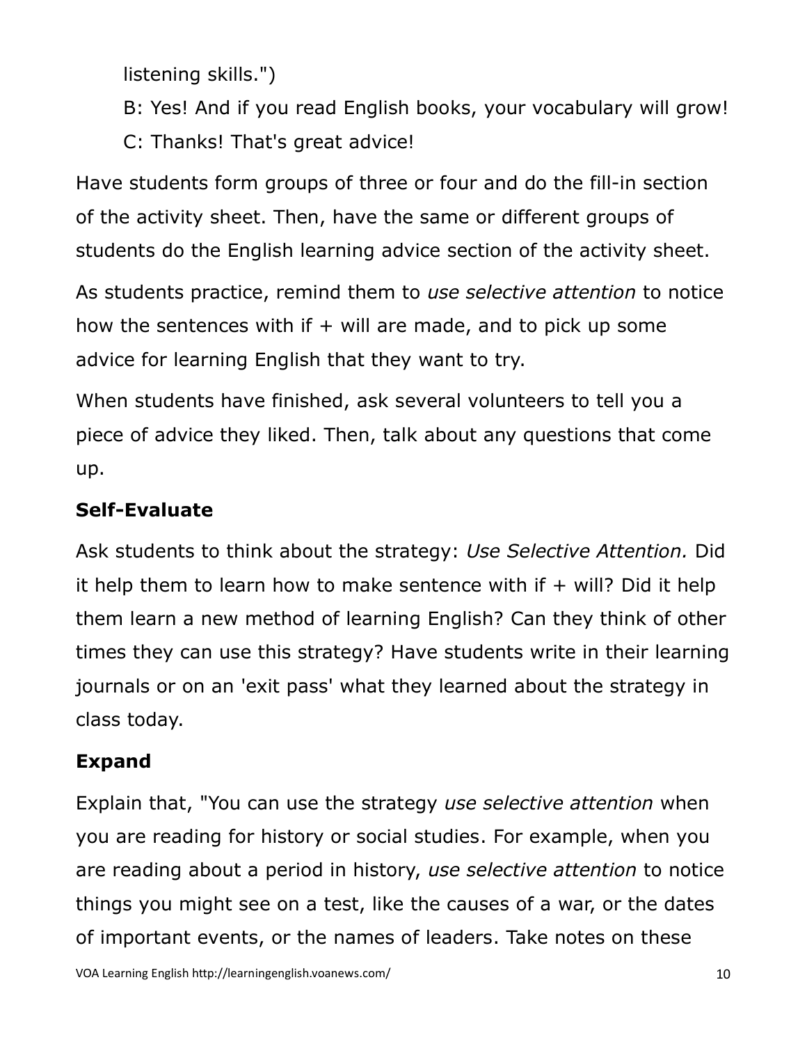listening skills.")

B: Yes! And if you read English books, your vocabulary will grow!

C: Thanks! That's great advice!

Have students form groups of three or four and do the fill-in section of the activity sheet. Then, have the same or different groups of students do the English learning advice section of the activity sheet.

As students practice, remind them to *use selective attention* to notice how the sentences with if + will are made, and to pick up some advice for learning English that they want to try.

When students have finished, ask several volunteers to tell you a piece of advice they liked. Then, talk about any questions that come up.

### Self-Evaluate

Ask students to think about the strategy: *Use Selective Attention.* Did it help them to learn how to make sentence with if + will? Did it help them learn a new method of learning English? Can they think of other times they can use this strategy? Have students write in their learning journals or on an 'exit pass' what they learned about the strategy in class today.

### Expand

Explain that, "You can use the strategy *use selective attention* when you are reading for history or social studies. For example, when you are reading about a period in history, *use selective attention* to notice things you might see on a test, like the causes of a war, or the dates of important events, or the names of leaders. Take notes on these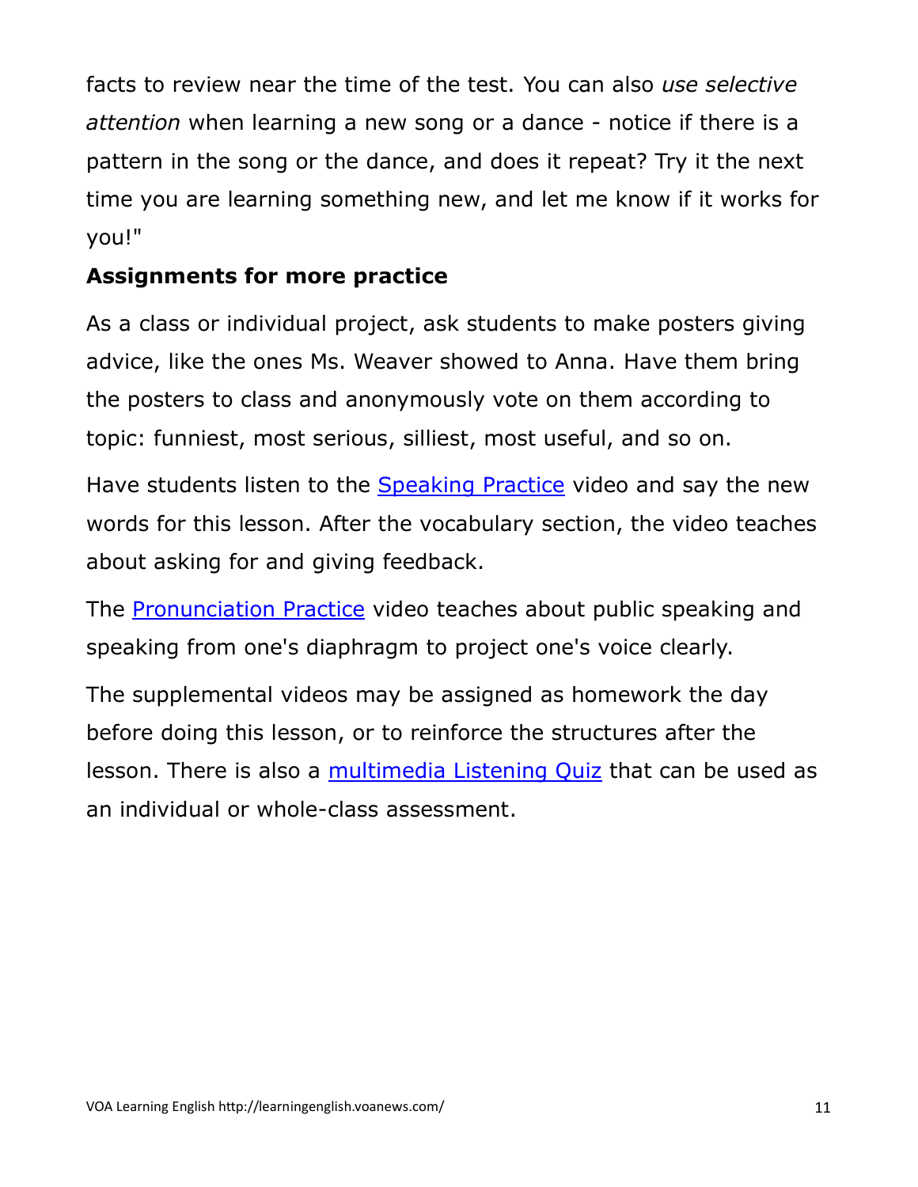facts to review near the time of the test. You can also *use selective attention* when learning a new song or a dance - notice if there is a pattern in the song or the dance, and does it repeat? Try it the next time you are learning something new, and let me know if it works for you!"

**Assignments for more practice**

As a class or individual project, ask students to make posters giving advice, like the ones Ms. Weaver showed to Anna. Have them bring the posters to class and anonymously vote on them according to topic: funniest, most serious, silliest, most useful, and so on.

Have students listen to the Speaking Practice video and say the new words for this lesson. After the vocabulary section, the video teaches about asking for and giving feedback.

The Pronunciation Practice video teaches about public speaking and speaking from one's diaphragm to project one's voice clearly.

The supplemental videos may be assigned as homework the day before doing this lesson, or to reinforce the structures after the lesson. There is also a multimedia Listening Quiz that can be used as an individual or whole-class assessment.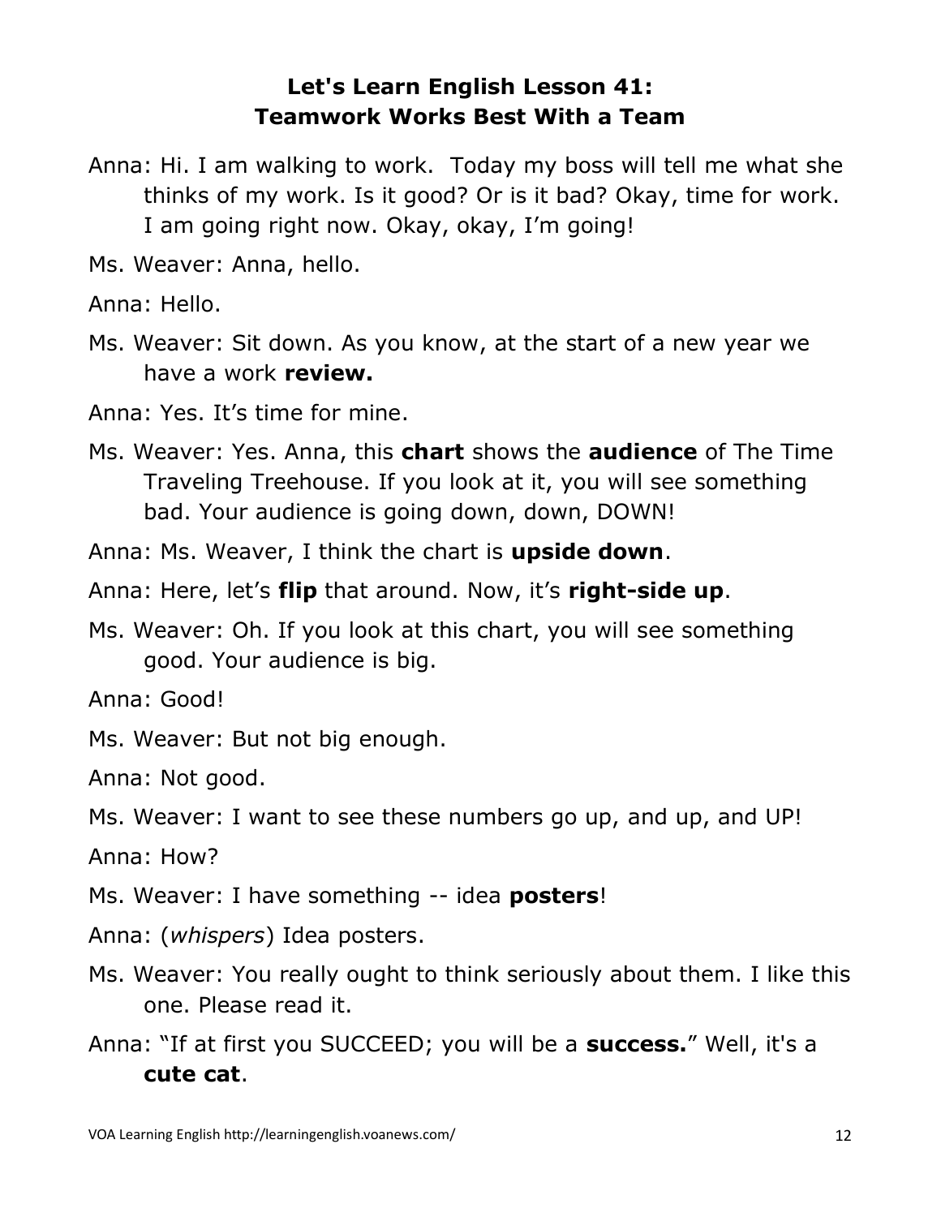## Let's Learn English Lesson 41: Teamwork Works Best With a Team

Anna: Hi. I am walking to work. Today my boss will tell me what she thinks of my work. Is it good? Or is it bad? Okay, time for work. I am going right now. Okay, okay, I'm going!

Ms. Weaver: Anna, hello.

Anna: Hello.

Ms. Weaver: Sit down. As you know, at the start of a new year we have a work **review.**

Anna: Yes. It's time for mine.

Ms. Weaver: Yes. Anna, this **chart** shows the **audience** of The Time Traveling Treehouse. If you look at it, you will see something bad. Your audience is going down, down, DOWN!

Anna: Ms. Weaver, I think the chart is **upside down**.

Anna: Here, let's **flip** that around. Now, it's **right-side up**.

Ms. Weaver: Oh. If you look at this chart, you will see something good. Your audience is big.

Anna: Good!

Ms. Weaver: But not big enough.

Anna: Not good.

Ms. Weaver: I want to see these numbers go up, and up, and UP!

Anna: How?

Ms. Weaver: I have something -- idea **posters**!

Anna: (*whispers*) Idea posters.

Ms. Weaver: You really ought to think seriously about them. I like this one. Please read it.

Anna: "If at first you SUCCEED; you will be a **success.**" Well, it's a **cute cat**.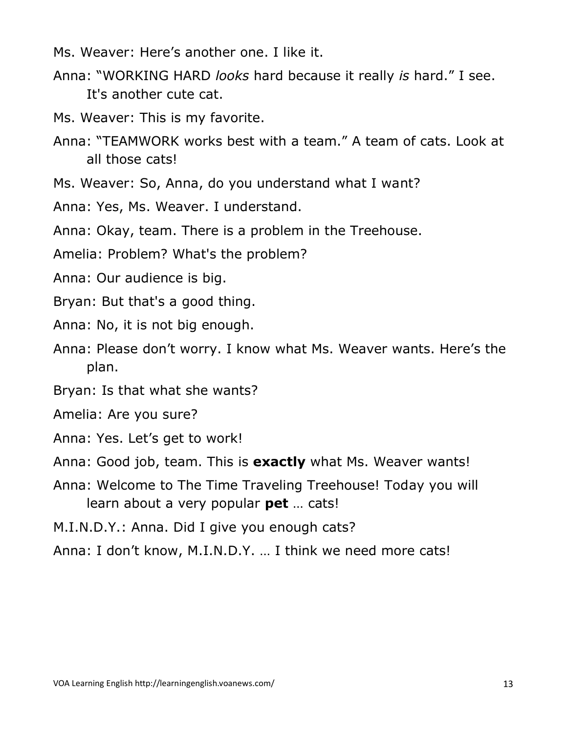Ms. Weaver: Here's another one. I like it.

Anna: "WORKING HARD *looks* hard because it really *is* hard." I see. It's another cute cat.

Ms. Weaver: This is my favorite.

Anna: "TEAMWORK works best with a team." A team of cats. Look at all those cats!

Ms. Weaver: So, Anna, do you understand what I want?

Anna: Yes, Ms. Weaver. I understand.

Anna: Okay, team. There is a problem in the Treehouse.

Amelia: Problem? What's the problem?

Anna: Our audience is big.

Bryan: But that's a good thing.

Anna: No, it is not big enough.

Anna: Please don't worry. I know what Ms. Weaver wants. Here's the plan.

Bryan: Is that what she wants?

Amelia: Are you sure?

Anna: Yes. Let's get to work!

Anna: Good job, team. This is **exactly** what Ms. Weaver wants!

Anna: Welcome to The Time Traveling Treehouse! Today you will learn about a very popular **pet** … cats!

M.I.N.D.Y.: Anna. Did I give you enough cats?

Anna: I don't know, M.I.N.D.Y. … I think we need more cats!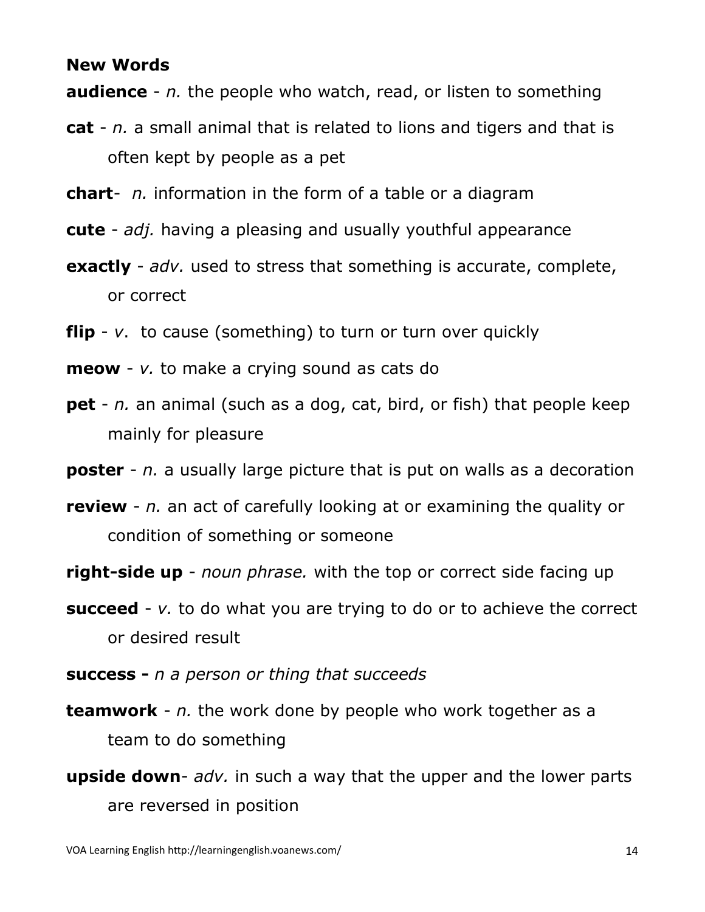**New Words**

**audience** - *n.* the people who watch, read, or listen to something

**cat** - *n.* a small animal that is related to lions and tigers and that is often kept by people as a pet

**chart**- *n.* information in the form of a table or a diagram

**cute** - *adj.* having a pleasing and usually youthful appearance

**exactly** - *adv.* used to stress that something is accurate, complete, or correct

**flip** - *v*. to cause (something) to turn or turn over quickly

**meow** - *v.* to make a crying sound as cats do

**pet** - *n.* an animal (such as a dog, cat, bird, or fish) that people keep mainly for pleasure

**poster** - *n.* a usually large picture that is put on walls as a decoration

**review** - *n.* an act of carefully looking at or examining the quality or condition of something or someone

**right-side up** - *noun phrase.* with the top or correct side facing up

**succeed** - *v.* to do what you are trying to do or to achieve the correct or desired result

**success -** *n a person or thing that succeeds*

**teamwork** - *n.* the work done by people who work together as a team to do something

**upside down**- *adv.* in such a way that the upper and the lower parts are reversed in position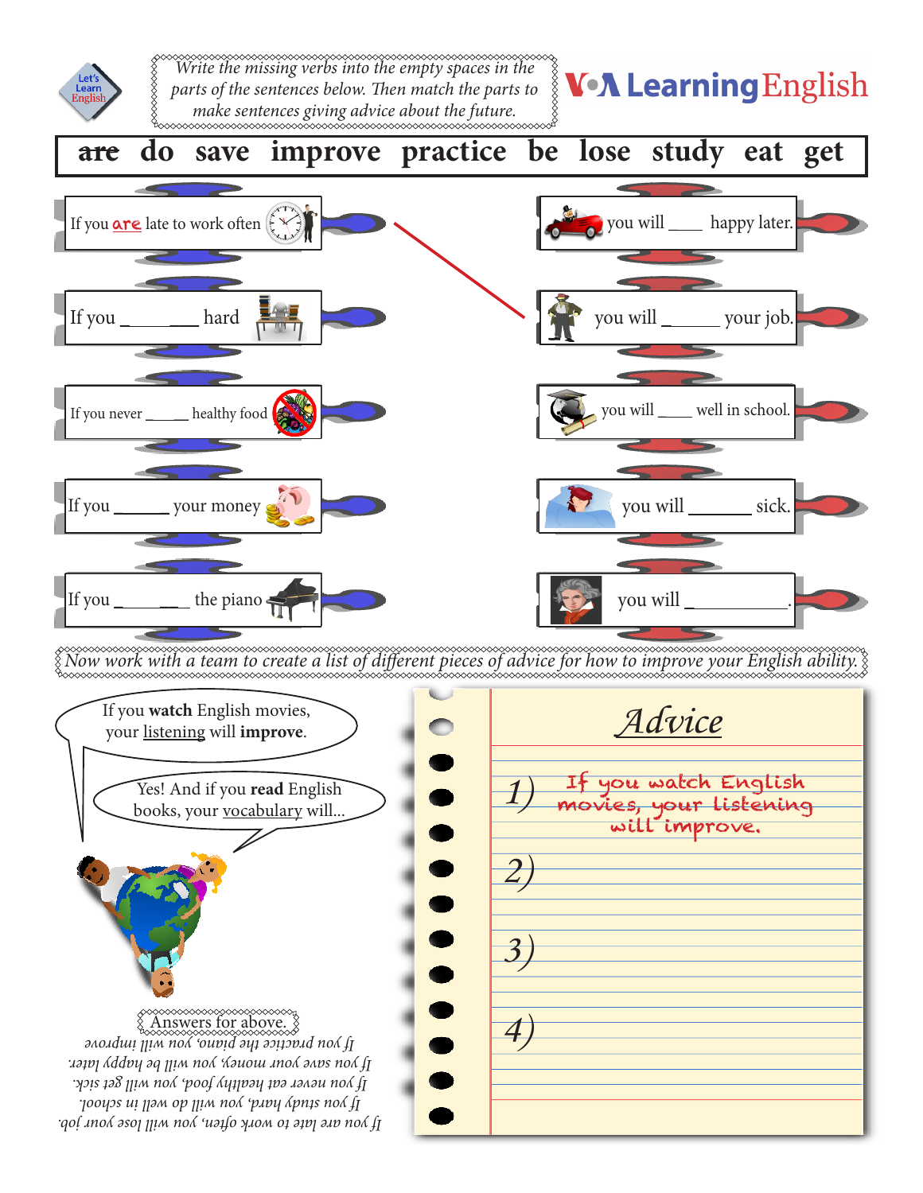Let's Learn English

*Write the missing verbs into the empty spaces in the parts of the sentences below. Then match the parts to make sentences giving advice about the future.*

VOA Learning English

| ~~are~~ | do | save | improve | practice | be | lose | study | eat | get |
|---|---|---|---|---|---|---|---|---|---|

| | |
|---|---|
| If you **are** late to work often | you will ____ happy later. |
| If you ________ hard | you will ______ your job. |
| If you never _____ healthy food | you will ____ well in school. |
| If you ______ your money | you will _______ sick. |
| If you _______ the piano | you will ___________. |

*Now work with a team to create a list of different pieces of advice for how to improve your English ability.*

If you **watch** English movies, your listening will **improve**.

Yes! And if you **read** English books, your vocabulary will...

## *Advice*

1) If you watch English movies, your listening will improve.

2)

3)

4)

Answers for above.

If you practice the piano, you will improve.
If you save your money, you will be happy later.
If you never eat healthy food, you will get sick.
If you study hard, you will do well in school.
If you are late to work often, you will lose your job.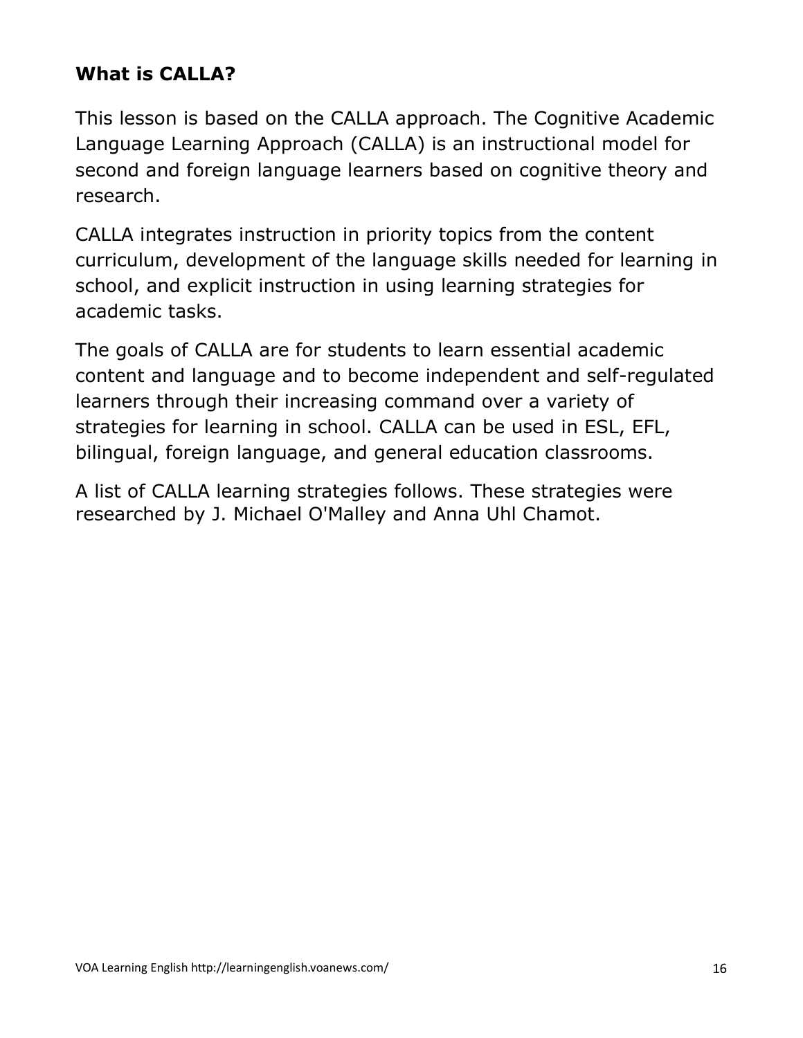## What is CALLA?

This lesson is based on the CALLA approach. The Cognitive Academic Language Learning Approach (CALLA) is an instructional model for second and foreign language learners based on cognitive theory and research.

CALLA integrates instruction in priority topics from the content curriculum, development of the language skills needed for learning in school, and explicit instruction in using learning strategies for academic tasks.

The goals of CALLA are for students to learn essential academic content and language and to become independent and self-regulated learners through their increasing command over a variety of strategies for learning in school. CALLA can be used in ESL, EFL, bilingual, foreign language, and general education classrooms.

A list of CALLA learning strategies follows. These strategies were researched by J. Michael O'Malley and Anna Uhl Chamot.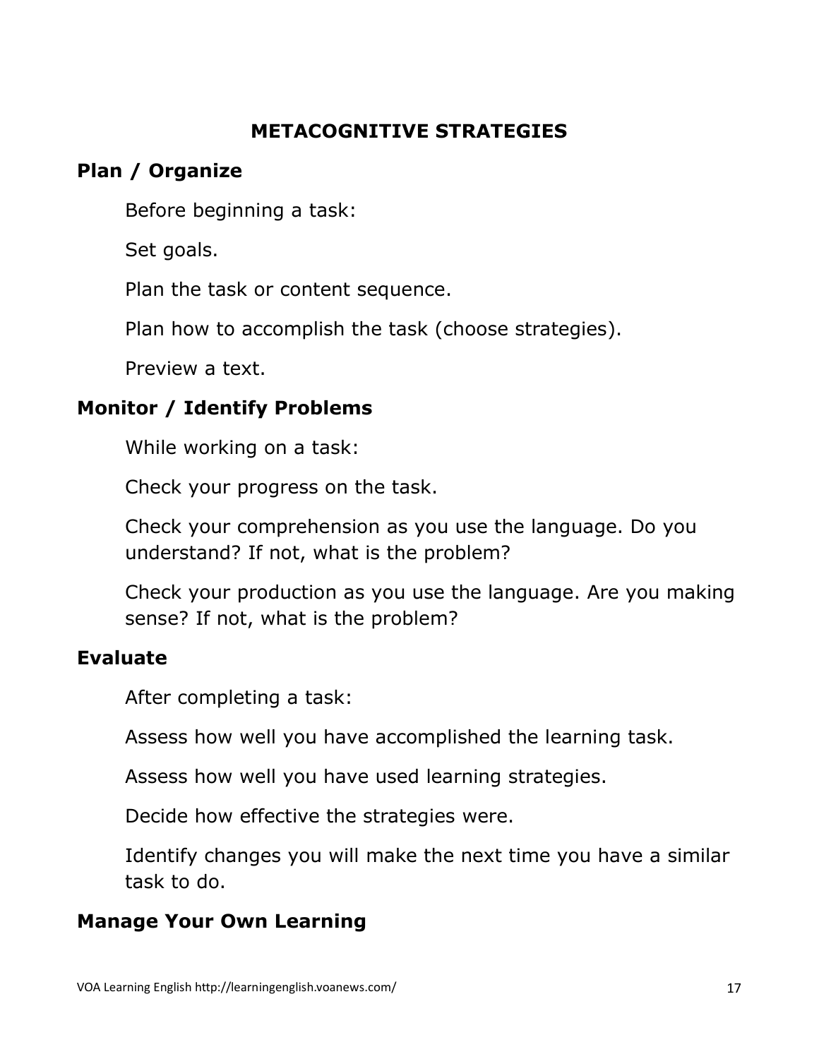# METACOGNITIVE STRATEGIES

## Plan / Organize

Before beginning a task:

Set goals.

Plan the task or content sequence.

Plan how to accomplish the task (choose strategies).

Preview a text.

## Monitor / Identify Problems

While working on a task:

Check your progress on the task.

Check your comprehension as you use the language. Do you understand? If not, what is the problem?

Check your production as you use the language. Are you making sense? If not, what is the problem?

## Evaluate

After completing a task:

Assess how well you have accomplished the learning task.

Assess how well you have used learning strategies.

Decide how effective the strategies were.

Identify changes you will make the next time you have a similar task to do.

## Manage Your Own Learning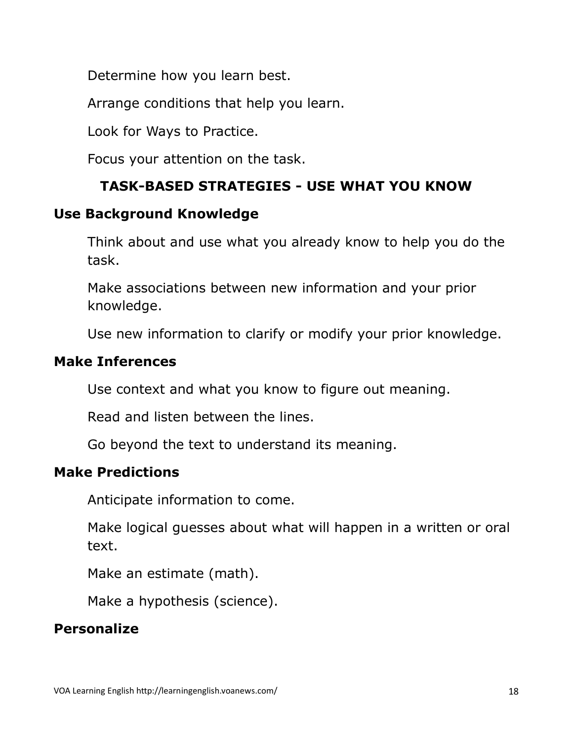Determine how you learn best.

Arrange conditions that help you learn.

Look for Ways to Practice.

Focus your attention on the task.

## TASK-BASED STRATEGIES - USE WHAT YOU KNOW

### Use Background Knowledge

Think about and use what you already know to help you do the task.

Make associations between new information and your prior knowledge.

Use new information to clarify or modify your prior knowledge.

### Make Inferences

Use context and what you know to figure out meaning.

Read and listen between the lines.

Go beyond the text to understand its meaning.

### Make Predictions

Anticipate information to come.

Make logical guesses about what will happen in a written or oral text.

Make an estimate (math).

Make a hypothesis (science).

### Personalize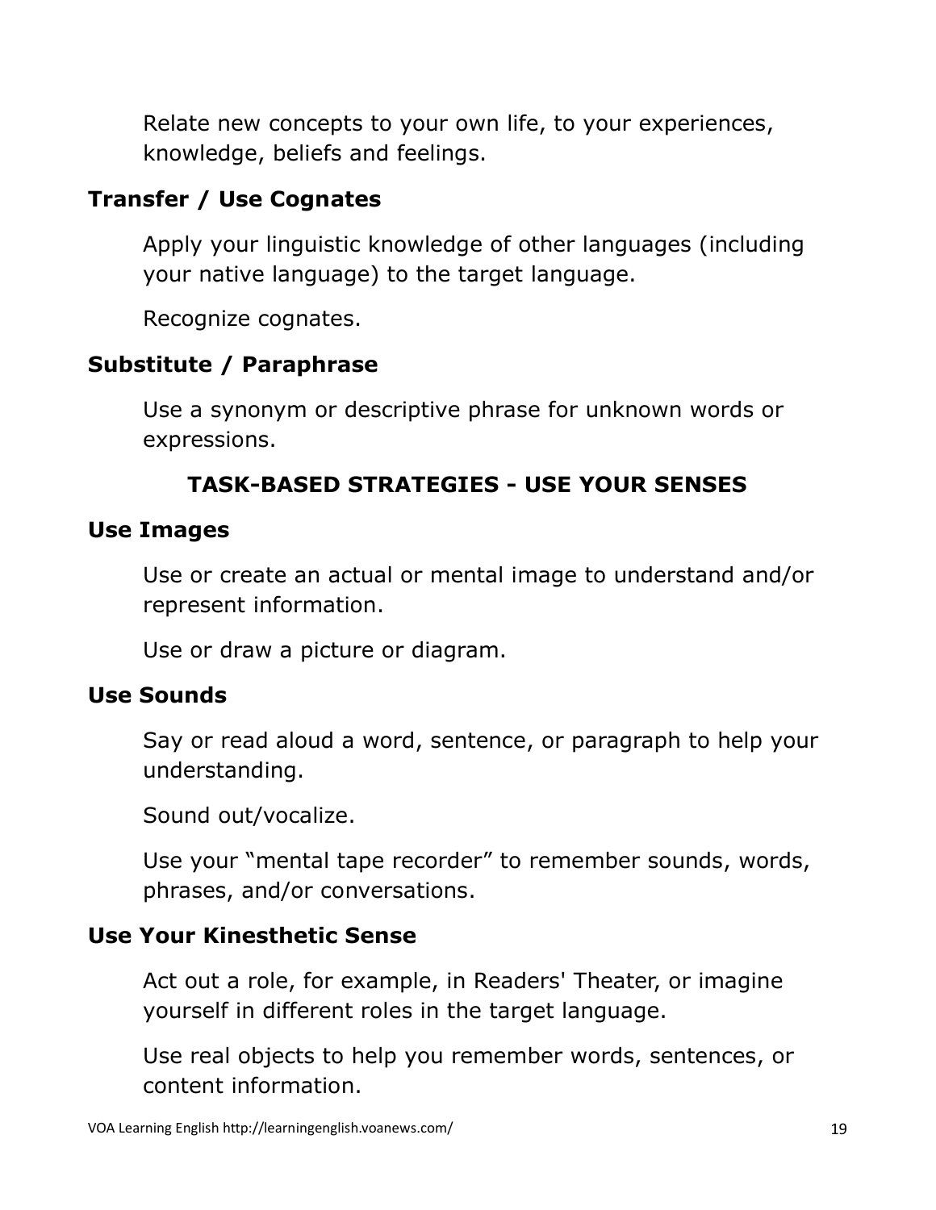Relate new concepts to your own life, to your experiences, knowledge, beliefs and feelings.

### Transfer / Use Cognates

Apply your linguistic knowledge of other languages (including your native language) to the target language.

Recognize cognates.

### Substitute / Paraphrase

Use a synonym or descriptive phrase for unknown words or expressions.

## TASK-BASED STRATEGIES - USE YOUR SENSES

### Use Images

Use or create an actual or mental image to understand and/or represent information.

Use or draw a picture or diagram.

### Use Sounds

Say or read aloud a word, sentence, or paragraph to help your understanding.

Sound out/vocalize.

Use your "mental tape recorder" to remember sounds, words, phrases, and/or conversations.

### Use Your Kinesthetic Sense

Act out a role, for example, in Readers' Theater, or imagine yourself in different roles in the target language.

Use real objects to help you remember words, sentences, or content information.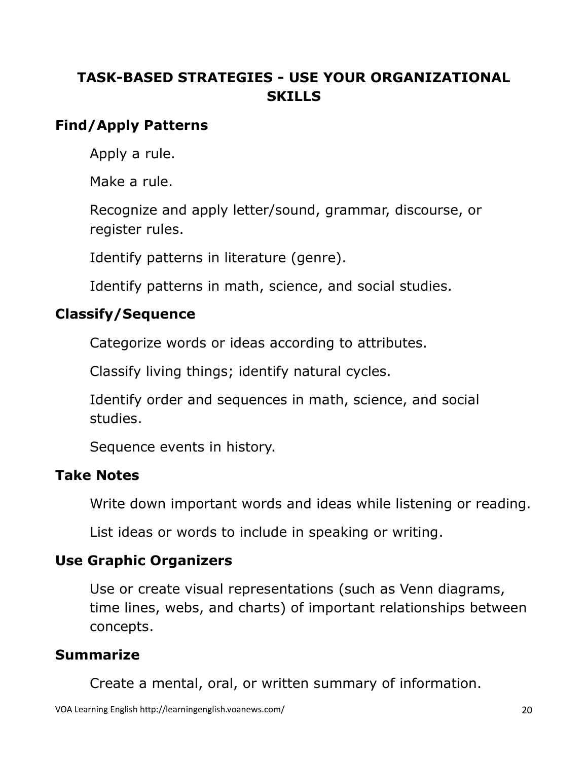## TASK-BASED STRATEGIES - USE YOUR ORGANIZATIONAL SKILLS

### Find/Apply Patterns

Apply a rule.

Make a rule.

Recognize and apply letter/sound, grammar, discourse, or register rules.

Identify patterns in literature (genre).

Identify patterns in math, science, and social studies.

### Classify/Sequence

Categorize words or ideas according to attributes.

Classify living things; identify natural cycles.

Identify order and sequences in math, science, and social studies.

Sequence events in history.

### Take Notes

Write down important words and ideas while listening or reading.

List ideas or words to include in speaking or writing.

### Use Graphic Organizers

Use or create visual representations (such as Venn diagrams, time lines, webs, and charts) of important relationships between concepts.

### Summarize

Create a mental, oral, or written summary of information.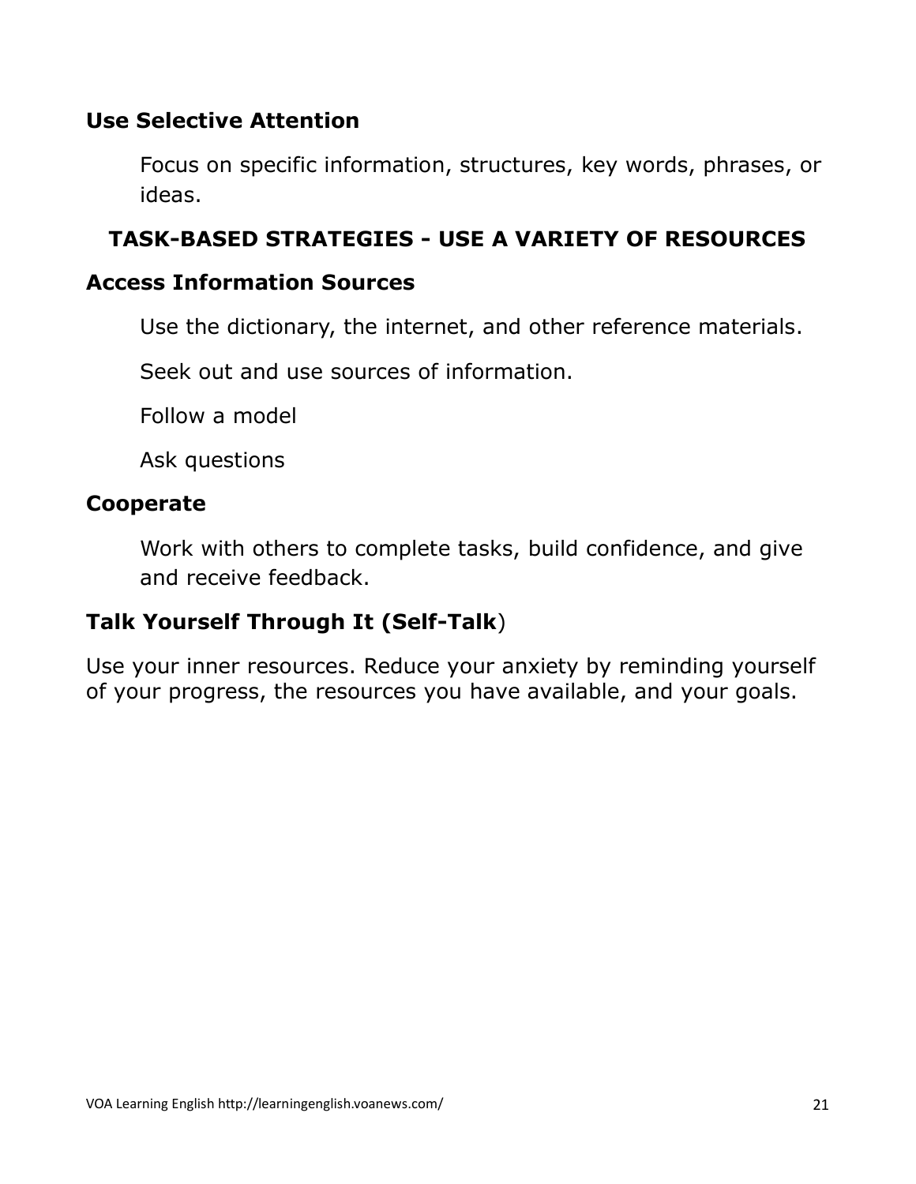### Use Selective Attention

Focus on specific information, structures, key words, phrases, or ideas.

## TASK-BASED STRATEGIES - USE A VARIETY OF RESOURCES

### Access Information Sources

Use the dictionary, the internet, and other reference materials.

Seek out and use sources of information.

Follow a model

Ask questions

### Cooperate

Work with others to complete tasks, build confidence, and give and receive feedback.

### Talk Yourself Through It (Self-Talk)

Use your inner resources. Reduce your anxiety by reminding yourself of your progress, the resources you have available, and your goals.